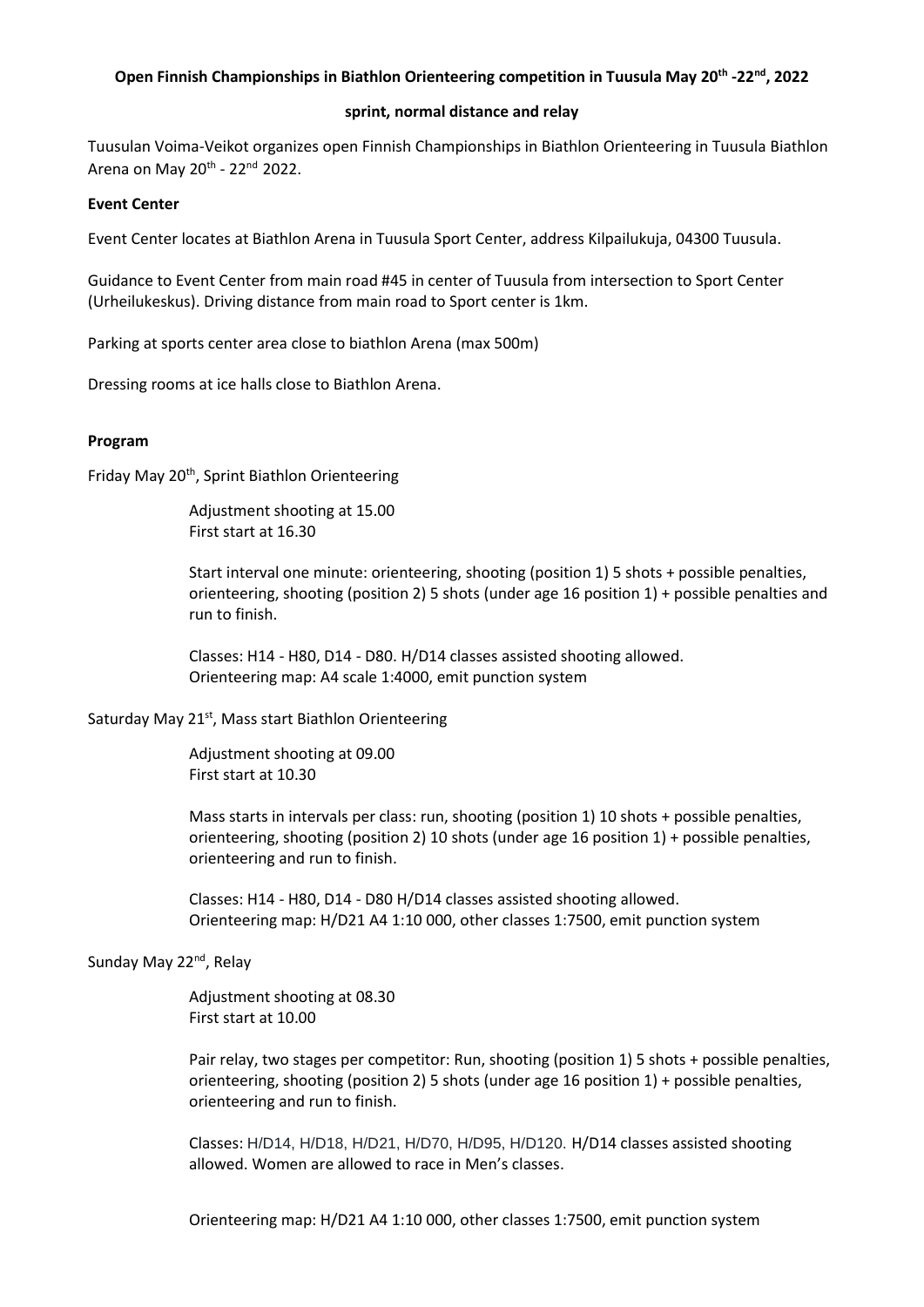**Open Finnish Championships in Biathlon Orienteering competition in Tuusula May 20th -22nd, 2022**

**sprint, normal distance and relay**

Tuusulan Voima-Veikot organizes open Finnish Championships in Biathlon Orienteering in Tuusula Biathlon Arena on May 20th - 22nd 2022.

**Event Center**

Event Center locates at Biathlon Arena in Tuusula Sport Center, address Kilpailukuja, 04300 Tuusula.

Guidance to Event Center from main road #45 in center of Tuusula from intersection to Sport Center (Urheilukeskus). Driving distance from main road to Sport center is 1km.

Parking at sports center area close to biathlon Arena (max 500m)

Dressing rooms at ice halls close to Biathlon Arena.

**Program**

Friday May 20th, Sprint Biathlon Orienteering

Adjustment shooting at 15.00
First start at 16.30

Start interval one minute: orienteering, shooting (position 1) 5 shots + possible penalties, orienteering, shooting (position 2) 5 shots (under age 16 position 1) + possible penalties and run to finish.

Classes: H14 - H80, D14 - D80. H/D14 classes assisted shooting allowed.
Orienteering map: A4 scale 1:4000, emit punction system

Saturday May 21st, Mass start Biathlon Orienteering

Adjustment shooting at 09.00
First start at 10.30

Mass starts in intervals per class: run, shooting (position 1) 10 shots + possible penalties, orienteering, shooting (position 2) 10 shots (under age 16 position 1) + possible penalties, orienteering and run to finish.

Classes: H14 - H80, D14 - D80 H/D14 classes assisted shooting allowed.
Orienteering map: H/D21 A4 1:10 000, other classes 1:7500, emit punction system

Sunday May 22nd, Relay

Adjustment shooting at 08.30
First start at 10.00

Pair relay, two stages per competitor: Run, shooting (position 1) 5 shots + possible penalties, orienteering, shooting (position 2) 5 shots (under age 16 position 1) + possible penalties, orienteering and run to finish.

Classes: H/D14, H/D18, H/D21, H/D70, H/D95, H/D120. H/D14 classes assisted shooting allowed. Women are allowed to race in Men's classes.

Orienteering map: H/D21 A4 1:10 000, other classes 1:7500, emit punction system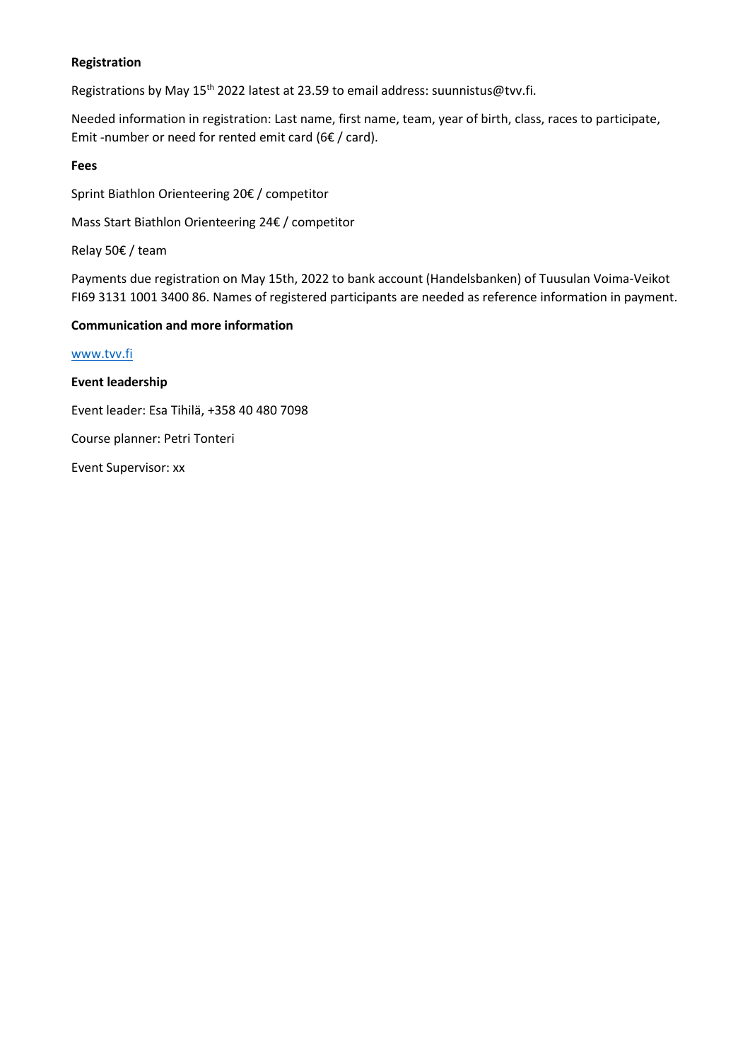**Registration**

Registrations by May 15th 2022 latest at 23.59 to email address: suunnistus@tvv.fi.

Needed information in registration: Last name, first name, team, year of birth, class, races to participate, Emit -number or need for rented emit card (6€ / card).

**Fees**

Sprint Biathlon Orienteering 20€ / competitor

Mass Start Biathlon Orienteering 24€ / competitor

Relay 50€ / team

Payments due registration on May 15th, 2022 to bank account (Handelsbanken) of Tuusulan Voima-Veikot FI69 3131 1001 3400 86. Names of registered participants are needed as reference information in payment.

**Communication and more information**

[www.tvv.fi](http://www.tvv.fi)

**Event leadership**

Event leader: Esa Tihilä, +358 40 480 7098

Course planner: Petri Tonteri

Event Supervisor: xx